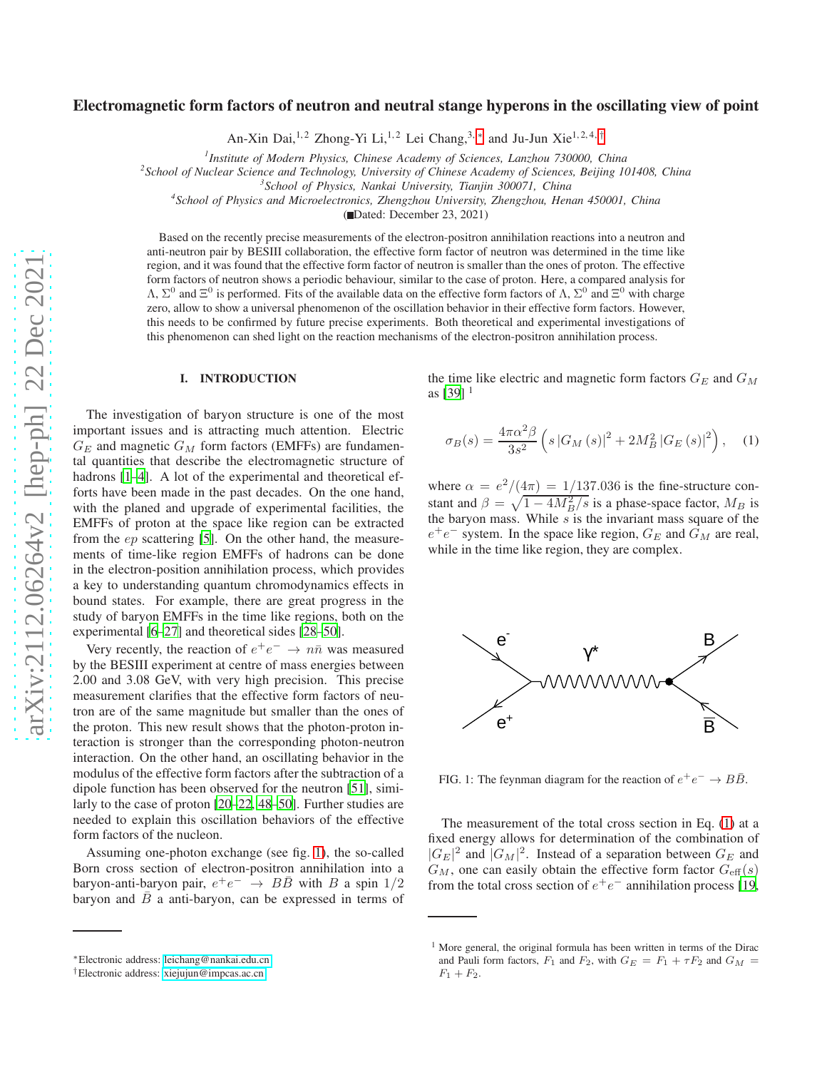# Electromagnetic form factors of neutron and neutral stange hyperons in the oscillating view of point

An-Xin Dai,[1,2] Zhong-Yi Li,[1,2] Lei Chang,[3,*] and Ju-Jun Xie[1,2,4,†]

[1] *Institute of Modern Physics, Chinese Academy of Sciences, Lanzhou 730000, China*
[2] *School of Nuclear Science and Technology, University of Chinese Academy of Sciences, Beijing 101408, China*
[3] *School of Physics, Nankai University, Tianjin 300071, China*
[4] *School of Physics and Microelectronics, Zhengzhou University, Zhengzhou, Henan 450001, China*

(Dated: December 23, 2021)

Based on the recently precise measurements of the electron-positron annihilation reactions into a neutron and anti-neutron pair by BESIII collaboration, the effective form factor of neutron was determined in the time like region, and it was found that the effective form factor of neutron is smaller than the ones of proton. The effective form factors of neutron shows a periodic behaviour, similar to the case of proton. Here, a compared analysis for $\Lambda$, $\Sigma^0$ and $\Xi^0$ is performed. Fits of the available data on the effective form factors of $\Lambda$, $\Sigma^0$ and $\Xi^0$ with charge zero, allow to show a universal phenomenon of the oscillation behavior in their effective form factors. However, this needs to be confirmed by future precise experiments. Both theoretical and experimental investigations of this phenomenon can shed light on the reaction mechanisms of the electron-positron annihilation process.

## I. INTRODUCTION

The investigation of baryon structure is one of the most important issues and is attracting much attention. Electric $G_E$ and magnetic $G_M$ form factors (EMFFs) are fundamental quantities that describe the electromagnetic structure of hadrons [1–4]. A lot of the experimental and theoretical efforts have been made in the past decades. On the one hand, with the planed and upgrade of experimental facilities, the EMFFs of proton at the space like region can be extracted from the $ep$ scattering [5]. On the other hand, the measurements of time-like region EMFFs of hadrons can be done in the electron-position annihilation process, which provides a key to understanding quantum chromodynamics effects in bound states. For example, there are great progress in the study of baryon EMFFs in the time like regions, both on the experimental [6–27] and theoretical sides [28–50].

Very recently, the reaction of $e^+e^- \to n\bar{n}$ was measured by the BESIII experiment at centre of mass energies between 2.00 and 3.08 GeV, with very high precision. This precise measurement clarifies that the effective form factors of neutron are of the same magnitude but smaller than the ones of the proton. This new result shows that the photon-proton interaction is stronger than the corresponding photon-neutron interaction. On the other hand, an oscillating behavior in the modulus of the effective form factors after the subtraction of a dipole function has been observed for the neutron [51], similarly to the case of proton [20–22, 48–50]. Further studies are needed to explain this oscillation behaviors of the effective form factors of the nucleon.

Assuming one-photon exchange (see fig. 1), the so-called Born cross section of electron-positron annihilation into a baryon-anti-baryon pair, $e^+e^- \to B\bar{B}$ with $B$ a spin $1/2$ baryon and $\bar{B}$ a anti-baryon, can be expressed in terms of the time like electric and magnetic form factors $G_E$ and $G_M$ as [39] [1]

$$\sigma_B(s) = \frac{4\pi\alpha^2\beta}{3s^2}\left(s\left|G_M(s)\right|^2 + 2M_B^2\left|G_E(s)\right|^2\right), \quad (1)$$

where $\alpha = e^2/(4\pi) = 1/137.036$ is the fine-structure constant and $\beta = \sqrt{1 - 4M_B^2/s}$ is a phase-space factor, $M_B$ is the baryon mass. While $s$ is the invariant mass square of the $e^+e^-$ system. In the space like region, $G_E$ and $G_M$ are real, while in the time like region, they are complex.

FIG. 1: The feynman diagram for the reaction of $e^+e^- \to B\bar{B}$.

The measurement of the total cross section in Eq. (1) at a fixed energy allows for determination of the combination of $|G_E|^2$ and $|G_M|^2$. Instead of a separation between $G_E$ and $G_M$, one can easily obtain the effective form factor $G_{\rm eff}(s)$ from the total cross section of $e^+e^-$ annihilation process [19,

[1] More general, the original formula has been written in terms of the Dirac and Pauli form factors, $F_1$ and $F_2$, with $G_E = F_1 + \tau F_2$ and $G_M = F_1 + F_2$.

*Electronic address: leichang@nankai.edu.cn
†Electronic address: xiejujun@impcas.ac.cn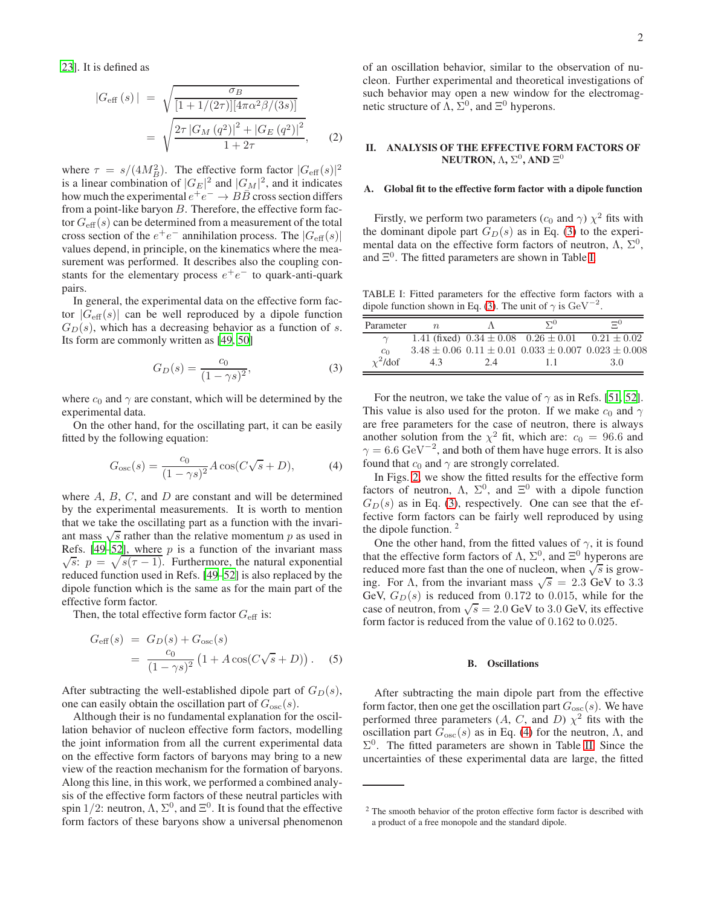[23]. It is defined as

$$
\begin{aligned}
|G_{\rm eff}(s)| &= \sqrt{\frac{\sigma_B}{[1+1/(2\tau)][4\pi\alpha^2\beta/(3s)]}} \\
&= \sqrt{\frac{2\tau\,|G_M(q^2)|^2 + |G_E(q^2)|^2}{1+2\tau}}, \qquad (2)
\end{aligned}
$$

where $\tau = s/(4M_B^2)$. The effective form factor $|G_{\rm eff}(s)|^2$ is a linear combination of $|G_E|^2$ and $|G_M|^2$, and it indicates how much the experimental $e^+e^- \to B\bar{B}$ cross section differs from a point-like baryon $B$. Therefore, the effective form factor $G_{\rm eff}(s)$ can be determined from a measurement of the total cross section of the $e^+e^-$ annihilation process. The $|G_{\rm eff}(s)|$ values depend, in principle, on the kinematics where the measurement was performed. It describes also the coupling constants for the elementary process $e^+e^-$ to quark-anti-quark pairs.

In general, the experimental data on the effective form factor $|G_{\rm eff}(s)|$ can be well reproduced by a dipole function $G_D(s)$, which has a decreasing behavior as a function of $s$. Its form are commonly written as [49, 50]

$$
G_D(s) = \frac{c_0}{(1-\gamma s)^2}, \qquad (3)
$$

where $c_0$ and $\gamma$ are constant, which will be determined by the experimental data.

On the other hand, for the oscillating part, it can be easily fitted by the following equation:

$$
G_{\rm osc}(s) = \frac{c_0}{(1-\gamma s)^2} A \cos(C\sqrt{s} + D), \qquad (4)
$$

where $A$, $B$, $C$, and $D$ are constant and will be determined by the experimental measurements. It is worth to mention that we take the oscillating part as a function with the invariant mass $\sqrt{s}$ rather than the relative momentum $p$ as used in Refs. [49–52], where $p$ is a function of the invariant mass $\sqrt{s}$: $p = \sqrt{s(\tau-1)}$. Furthermore, the natural exponential reduced function used in Refs. [49–52] is also replaced by the dipole function which is the same as for the main part of the effective form factor.

Then, the total effective form factor $G_{\rm eff}$ is:

$$
\begin{aligned}
G_{\rm eff}(s) &= G_D(s) + G_{\rm osc}(s) \\
&= \frac{c_0}{(1-\gamma s)^2}\left(1 + A\cos(C\sqrt{s} + D)\right). \qquad (5)
\end{aligned}
$$

After subtracting the well-established dipole part of $G_D(s)$, one can easily obtain the oscillation part of $G_{\rm osc}(s)$.

Although their is no fundamental explanation for the oscillation behavior of nucleon effective form factors, modelling the joint information from all the current experimental data on the effective form factors of baryons may bring to a new view of the reaction mechanism for the formation of baryons. Along this line, in this work, we performed a combined analysis of the effective form factors of these neutral particles with spin 1/2: neutron, $\Lambda$, $\Sigma^0$, and $\Xi^0$. It is found that the effective form factors of these baryons show a universal phenomenon of an oscillation behavior, similar to the observation of nucleon. Further experimental and theoretical investigations of such behavior may open a new window for the electromagnetic structure of $\Lambda$, $\Sigma^0$, and $\Xi^0$ hyperons.

## II. ANALYSIS OF THE EFFECTIVE FORM FACTORS OF NEUTRON, $\Lambda$, $\Sigma^0$, AND $\Xi^0$

### A. Global fit to the effective form factor with a dipole function

Firstly, we perform two parameters ($c_0$ and $\gamma$) $\chi^2$ fits with the dominant dipole part $G_D(s)$ as in Eq. (3) to the experimental data on the effective form factors of neutron, $\Lambda$, $\Sigma^0$, and $\Xi^0$. The fitted parameters are shown in Table I.

TABLE I: Fitted parameters for the effective form factors with a dipole function shown in Eq. (3). The unit of $\gamma$ is GeV$^{-2}$.

| Parameter | $n$ | $\Lambda$ | $\Sigma^0$ | $\Xi^0$ |
|---|---|---|---|---|
| $\gamma$ | 1.41 (fixed) | $0.34 \pm 0.08$ | $0.26 \pm 0.01$ | $0.21 \pm 0.02$ |
| $c_0$ | $3.48 \pm 0.06$ | $0.11 \pm 0.01$ | $0.033 \pm 0.007$ | $0.023 \pm 0.008$ |
| $\chi^2$/dof | 4.3 | 2.4 | 1.1 | 3.0 |

For the neutron, we take the value of $\gamma$ as in Refs. [51, 52]. This value is also used for the proton. If we make $c_0$ and $\gamma$ are free parameters for the case of neutron, there is always another solution from the $\chi^2$ fit, which are: $c_0 = 96.6$ and $\gamma = 6.6$ GeV$^{-2}$, and both of them have huge errors. It is also found that $c_0$ and $\gamma$ are strongly correlated.

In Figs. 2, we show the fitted results for the effective form factors of neutron, $\Lambda$, $\Sigma^0$, and $\Xi^0$ with a dipole function $G_D(s)$ as in Eq. (3), respectively. One can see that the effective form factors can be fairly well reproduced by using the dipole function. [2]

One the other hand, from the fitted values of $\gamma$, it is found that the effective form factors of $\Lambda$, $\Sigma^0$, and $\Xi^0$ hyperons are reduced more fast than the one of nucleon, when $\sqrt{s}$ is growing. For $\Lambda$, from the invariant mass $\sqrt{s} = 2.3$ GeV to 3.3 GeV, $G_D(s)$ is reduced from 0.172 to 0.015, while for the case of neutron, from $\sqrt{s} = 2.0$ GeV to 3.0 GeV, its effective form factor is reduced from the value of 0.162 to 0.025.

### B. Oscillations

After subtracting the main dipole part from the effective form factor, then one get the oscillation part $G_{\rm osc}(s)$. We have performed three parameters ($A$, $C$, and $D$) $\chi^2$ fits with the oscillation part $G_{\rm osc}(s)$ as in Eq. (4) for the neutron, $\Lambda$, and $\Sigma^0$. The fitted parameters are shown in Table II. Since the uncertainties of these experimental data are large, the fitted

[2] The smooth behavior of the proton effective form factor is described with a product of a free monopole and the standard dipole.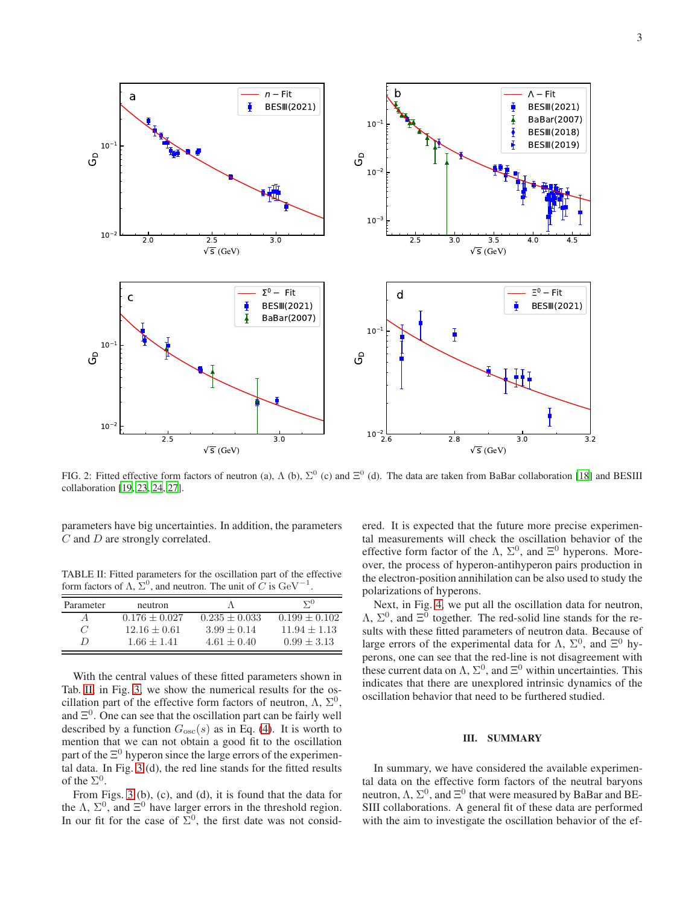FIG. 2: Fitted effective form factors of neutron (a), $\Lambda$ (b), $\Sigma^0$ (c) and $\Xi^0$ (d). The data are taken from BaBar collaboration [18] and BESIII collaboration [19, 23, 24, 27].

parameters have big uncertainties. In addition, the parameters $C$ and $D$ are strongly correlated.

TABLE II: Fitted parameters for the oscillation part of the effective form factors of $\Lambda$, $\Sigma^0$, and neutron. The unit of $C$ is $\mathrm{GeV}^{-1}$.

| Parameter | neutron | $\Lambda$ | $\Sigma^0$ |
|---|---|---|---|
| $A$ | $0.176 \pm 0.027$ | $0.235 \pm 0.033$ | $0.199 \pm 0.102$ |
| $C$ | $12.16 \pm 0.61$ | $3.99 \pm 0.14$ | $11.94 \pm 1.13$ |
| $D$ | $1.66 \pm 1.41$ | $4.61 \pm 0.40$ | $0.99 \pm 3.13$ |

With the central values of these fitted parameters shown in Tab. II, in Fig. 3, we show the numerical results for the oscillation part of the effective form factors of neutron, $\Lambda$, $\Sigma^0$, and $\Xi^0$. One can see that the oscillation part can be fairly well described by a function $G_{\rm osc}(s)$ as in Eq. (4). It is worth to mention that we can not obtain a good fit to the oscillation part of the $\Xi^0$ hyperon since the large errors of the experimental data. In Fig. 3 (d), the red line stands for the fitted results of the $\Sigma^0$.

From Figs. 3 (b), (c), and (d), it is found that the data for the $\Lambda$, $\Sigma^0$, and $\Xi^0$ have larger errors in the threshold region. In our fit for the case of $\Sigma^0$, the first date was not considered. It is expected that the future more precise experimental measurements will check the oscillation behavior of the effective form factor of the $\Lambda$, $\Sigma^0$, and $\Xi^0$ hyperons. Moreover, the process of hyperon-antihyperon pairs production in the electron-position annihilation can be also used to study the polarizations of hyperons.

Next, in Fig. 4, we put all the oscillation data for neutron, $\Lambda$, $\Sigma^0$, and $\Xi^0$ together. The red-solid line stands for the results with these fitted parameters of neutron data. Because of large errors of the experimental data for $\Lambda$, $\Sigma^0$, and $\Xi^0$ hyperons, one can see that the red-line is not disagreement with these current data on $\Lambda$, $\Sigma^0$, and $\Xi^0$ within uncertainties. This indicates that there are unexplored intrinsic dynamics of the oscillation behavior that need to be furthered studied.

## III. SUMMARY

In summary, we have considered the available experimental data on the effective form factors of the neutral baryons neutron, $\Lambda$, $\Sigma^0$, and $\Xi^0$ that were measured by BaBar and BESIII collaborations. A general fit of these data are performed with the aim to investigate the oscillation behavior of the ef-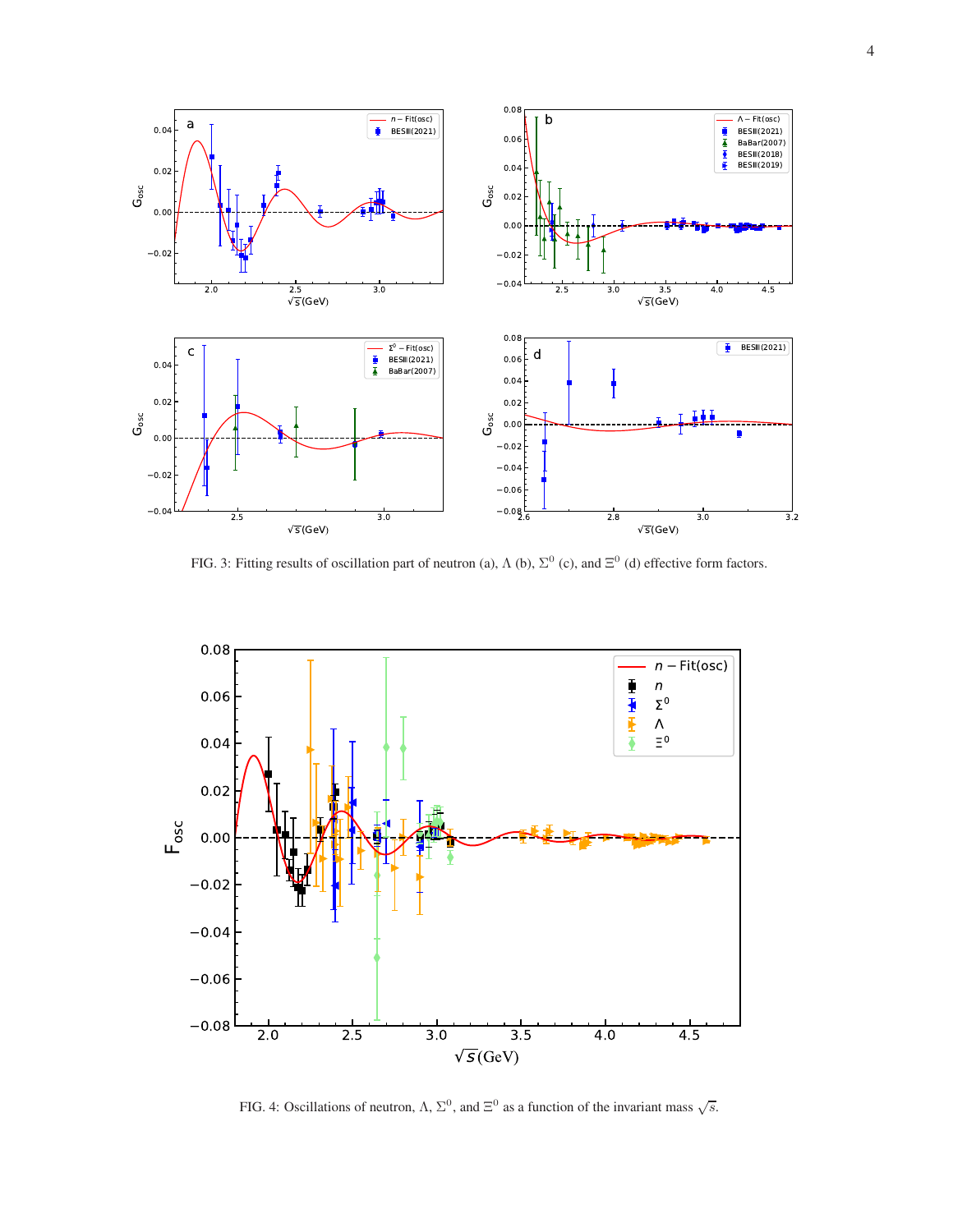FIG. 3: Fitting results of oscillation part of neutron (a), $\Lambda$ (b), $\Sigma^0$ (c), and $\Xi^0$ (d) effective form factors.

FIG. 4: Oscillations of neutron, $\Lambda$, $\Sigma^0$, and $\Xi^0$ as a function of the invariant mass $\sqrt{s}$.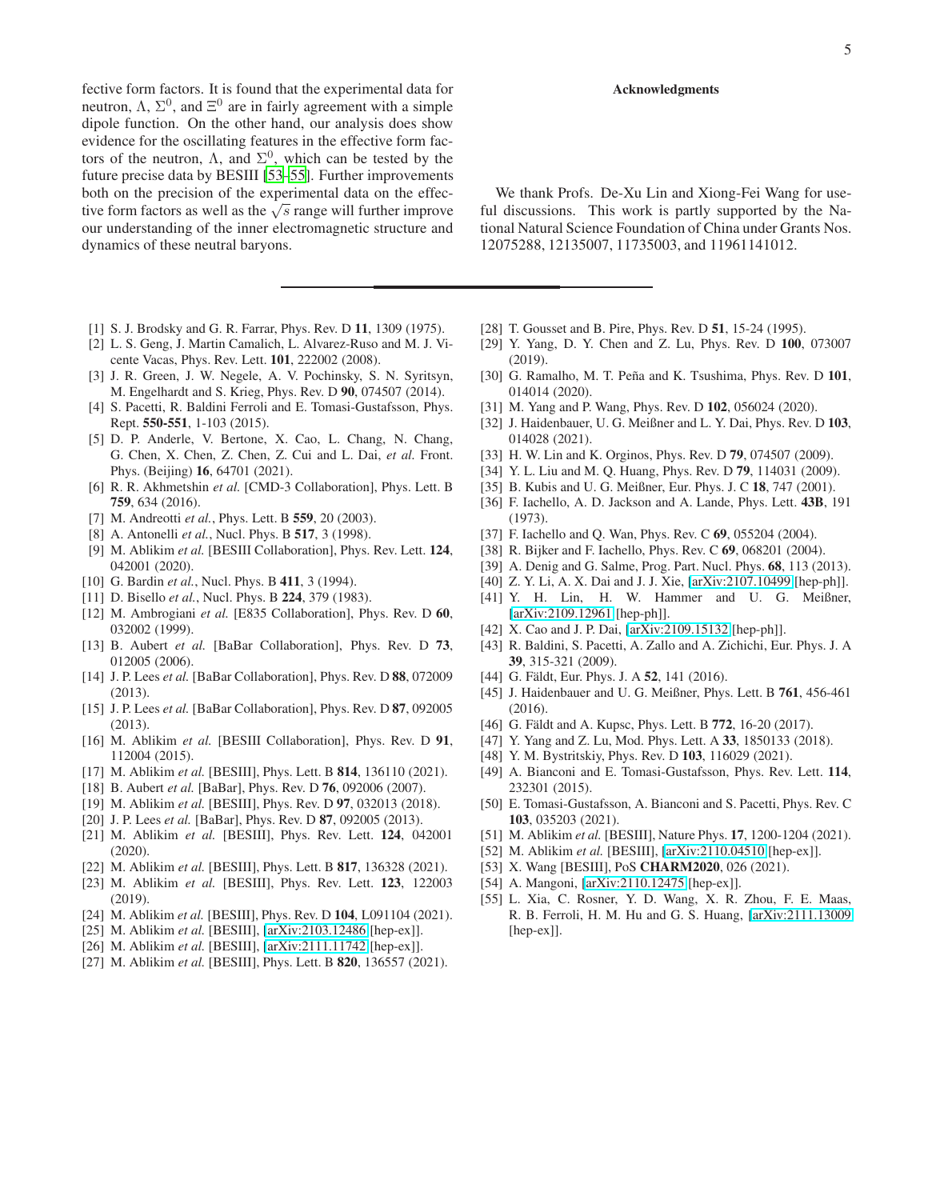fective form factors. It is found that the experimental data for neutron, $\Lambda$, $\Sigma^0$, and $\Xi^0$ are in fairly agreement with a simple dipole function. On the other hand, our analysis does show evidence for the oscillating features in the effective form factors of the neutron, $\Lambda$, and $\Sigma^0$, which can be tested by the future precise data by BESIII [53–55]. Further improvements both on the precision of the experimental data on the effective form factors as well as the $\sqrt{s}$ range will further improve our understanding of the inner electromagnetic structure and dynamics of these neutral baryons.

### Acknowledgments

We thank Profs. De-Xu Lin and Xiong-Fei Wang for useful discussions. This work is partly supported by the National Natural Science Foundation of China under Grants Nos. 12075288, 12135007, 11735003, and 11961141012.

---

- [1] S. J. Brodsky and G. R. Farrar, Phys. Rev. D **11**, 1309 (1975).
- [2] L. S. Geng, J. Martin Camalich, L. Alvarez-Ruso and M. J. Vicente Vacas, Phys. Rev. Lett. **101**, 222002 (2008).
- [3] J. R. Green, J. W. Negele, A. V. Pochinsky, S. N. Syritsyn, M. Engelhardt and S. Krieg, Phys. Rev. D **90**, 074507 (2014).
- [4] S. Pacetti, R. Baldini Ferroli and E. Tomasi-Gustafsson, Phys. Rept. **550-551**, 1-103 (2015).
- [5] D. P. Anderle, V. Bertone, X. Cao, L. Chang, N. Chang, G. Chen, X. Chen, Z. Chen, Z. Cui and L. Dai, *et al.* Front. Phys. (Beijing) **16**, 64701 (2021).
- [6] R. R. Akhmetshin *et al.* [CMD-3 Collaboration], Phys. Lett. B **759**, 634 (2016).
- [7] M. Andreotti *et al.*, Phys. Lett. B **559**, 20 (2003).
- [8] A. Antonelli *et al.*, Nucl. Phys. B **517**, 3 (1998).
- [9] M. Ablikim *et al.* [BESIII Collaboration], Phys. Rev. Lett. **124**, 042001 (2020).
- [10] G. Bardin *et al.*, Nucl. Phys. B **411**, 3 (1994).
- [11] D. Bisello *et al.*, Nucl. Phys. B **224**, 379 (1983).
- [12] M. Ambrogiani *et al.* [E835 Collaboration], Phys. Rev. D **60**, 032002 (1999).
- [13] B. Aubert *et al.* [BaBar Collaboration], Phys. Rev. D **73**, 012005 (2006).
- [14] J. P. Lees *et al.* [BaBar Collaboration], Phys. Rev. D **88**, 072009 (2013).
- [15] J. P. Lees *et al.* [BaBar Collaboration], Phys. Rev. D **87**, 092005 (2013).
- [16] M. Ablikim *et al.* [BESIII Collaboration], Phys. Rev. D **91**, 112004 (2015).
- [17] M. Ablikim *et al.* [BESIII], Phys. Lett. B **814**, 136110 (2021).
- [18] B. Aubert *et al.* [BaBar], Phys. Rev. D **76**, 092006 (2007).
- [19] M. Ablikim *et al.* [BESIII], Phys. Rev. D **97**, 032013 (2018).
- [20] J. P. Lees *et al.* [BaBar], Phys. Rev. D **87**, 092005 (2013).
- [21] M. Ablikim *et al.* [BESIII], Phys. Rev. Lett. **124**, 042001 (2020).
- [22] M. Ablikim *et al.* [BESIII], Phys. Lett. B **817**, 136328 (2021).
- [23] M. Ablikim *et al.* [BESIII], Phys. Rev. Lett. **123**, 122003 (2019).
- [24] M. Ablikim *et al.* [BESIII], Phys. Rev. D **104**, L091104 (2021).
- [25] M. Ablikim *et al.* [BESIII], [arXiv:2103.12486 [hep-ex]].
- [26] M. Ablikim *et al.* [BESIII], [arXiv:2111.11742 [hep-ex]].
- [27] M. Ablikim *et al.* [BESIII], Phys. Lett. B **820**, 136557 (2021).
- [28] T. Gousset and B. Pire, Phys. Rev. D **51**, 15-24 (1995).
- [29] Y. Yang, D. Y. Chen and Z. Lu, Phys. Rev. D **100**, 073007 (2019).
- [30] G. Ramalho, M. T. Peña and K. Tsushima, Phys. Rev. D **101**, 014014 (2020).
- [31] M. Yang and P. Wang, Phys. Rev. D **102**, 056024 (2020).
- [32] J. Haidenbauer, U. G. Meißner and L. Y. Dai, Phys. Rev. D **103**, 014028 (2021).
- [33] H. W. Lin and K. Orginos, Phys. Rev. D **79**, 074507 (2009).
- [34] Y. L. Liu and M. Q. Huang, Phys. Rev. D **79**, 114031 (2009).
- [35] B. Kubis and U. G. Meißner, Eur. Phys. J. C **18**, 747 (2001).
- [36] F. Iachello, A. D. Jackson and A. Lande, Phys. Lett. **43B**, 191 (1973).
- [37] F. Iachello and Q. Wan, Phys. Rev. C **69**, 055204 (2004).
- [38] R. Bijker and F. Iachello, Phys. Rev. C **69**, 068201 (2004).
- [39] A. Denig and G. Salme, Prog. Part. Nucl. Phys. **68**, 113 (2013).
- [40] Z. Y. Li, A. X. Dai and J. J. Xie, [arXiv:2107.10499 [hep-ph]].
- [41] Y. H. Lin, H. W. Hammer and U. G. Meißner, [arXiv:2109.12961 [hep-ph]].
- [42] X. Cao and J. P. Dai, [arXiv:2109.15132 [hep-ph]].
- [43] R. Baldini, S. Pacetti, A. Zallo and A. Zichichi, Eur. Phys. J. A **39**, 315-321 (2009).
- [44] G. Fäldt, Eur. Phys. J. A **52**, 141 (2016).
- [45] J. Haidenbauer and U. G. Meißner, Phys. Lett. B **761**, 456-461 (2016).
- [46] G. Fäldt and A. Kupsc, Phys. Lett. B **772**, 16-20 (2017).
- [47] Y. Yang and Z. Lu, Mod. Phys. Lett. A **33**, 1850133 (2018).
- [48] Y. M. Bystritskiy, Phys. Rev. D **103**, 116029 (2021).
- [49] A. Bianconi and E. Tomasi-Gustafsson, Phys. Rev. Lett. **114**, 232301 (2015).
- [50] E. Tomasi-Gustafsson, A. Bianconi and S. Pacetti, Phys. Rev. C **103**, 035203 (2021).
- [51] M. Ablikim *et al.* [BESIII], Nature Phys. **17**, 1200-1204 (2021).
- [52] M. Ablikim *et al.* [BESIII], [arXiv:2110.04510 [hep-ex]].
- [53] X. Wang [BESIII], PoS **CHARM2020**, 026 (2021).
- [54] A. Mangoni, [arXiv:2110.12475 [hep-ex]].
- [55] L. Xia, C. Rosner, Y. D. Wang, X. R. Zhou, F. E. Maas, R. B. Ferroli, H. M. Hu and G. S. Huang, [arXiv:2111.13009 [hep-ex]].